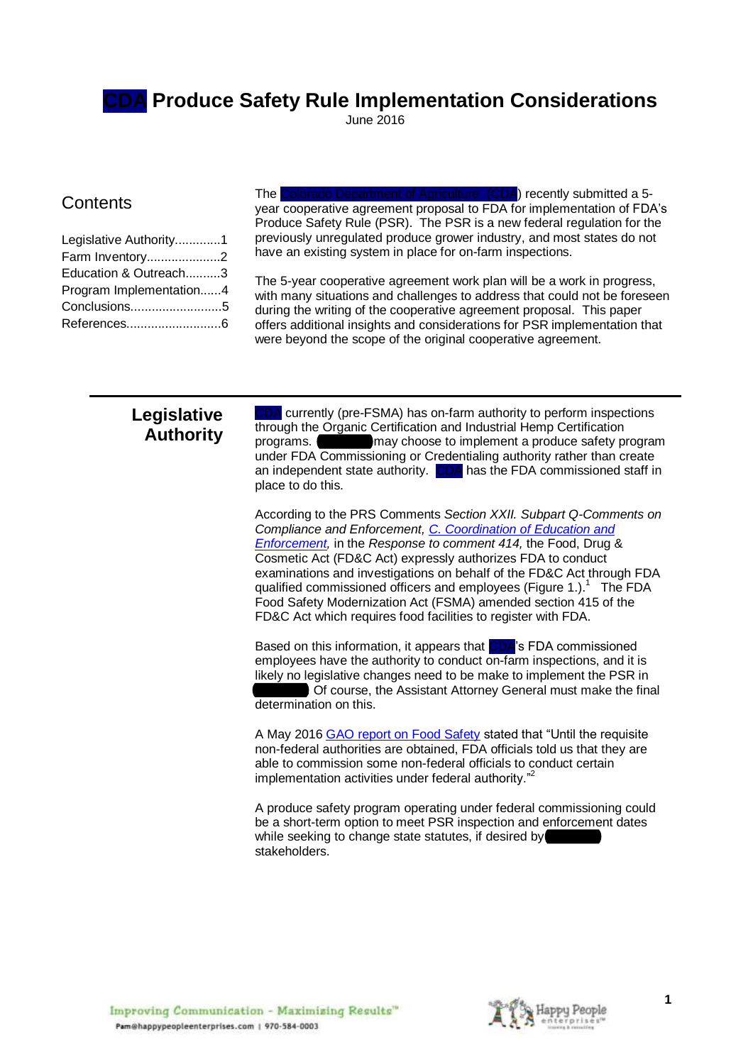# CDA Produce Safety Rule Implementation Considerations

June 2016

## Contents

Legislative Authority............1
Farm Inventory....................2
Education & Outreach..........3
Program Implementation......4
Conclusions..........................5
References...........................6

The Colorado Department of Agriculture (CDA) recently submitted a 5-year cooperative agreement proposal to FDA for implementation of FDA's Produce Safety Rule (PSR). The PSR is a new federal regulation for the previously unregulated produce grower industry, and most states do not have an existing system in place for on-farm inspections.

The 5-year cooperative agreement work plan will be a work in progress, with many situations and challenges to address that could not be foreseen during the writing of the cooperative agreement proposal. This paper offers additional insights and considerations for PSR implementation that were beyond the scope of the original cooperative agreement.

## Legislative Authority

CDA currently (pre-FSMA) has on-farm authority to perform inspections through the Organic Certification and Industrial Hemp Certification programs. [redacted] may choose to implement a produce safety program under FDA Commissioning or Credentialing authority rather than create an independent state authority. CDA has the FDA commissioned staff in place to do this.

According to the PRS Comments *Section XXII. Subpart Q-Comments on Compliance and Enforcement*, *C. Coordination of Education and Enforcement*, in the *Response to comment 414*, the Food, Drug & Cosmetic Act (FD&C Act) expressly authorizes FDA to conduct examinations and investigations on behalf of the FD&C Act through FDA qualified commissioned officers and employees (Figure 1.).[1] The FDA Food Safety Modernization Act (FSMA) amended section 415 of the FD&C Act which requires food facilities to register with FDA.

Based on this information, it appears that CDA's FDA commissioned employees have the authority to conduct on-farm inspections, and it is likely no legislative changes need to be make to implement the PSR in [redacted] Of course, the Assistant Attorney General must make the final determination on this.

A May 2016 GAO report on Food Safety stated that "Until the requisite non-federal authorities are obtained, FDA officials told us that they are able to commission some non-federal officials to conduct certain implementation activities under federal authority."[2]

A produce safety program operating under federal commissioning could be a short-term option to meet PSR inspection and enforcement dates while seeking to change state statutes, if desired by [redacted] stakeholders.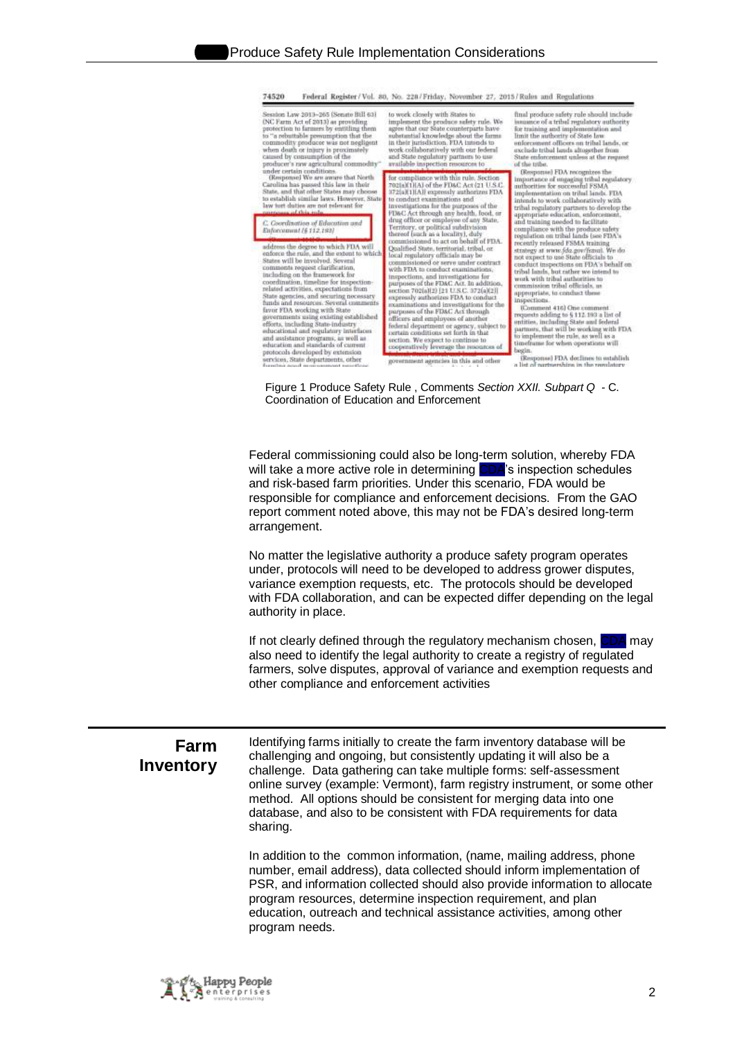Figure 1 Produce Safety Rule , Comments *Section XXII. Subpart Q* - C. Coordination of Education and Enforcement

Federal commissioning could also be long-term solution, whereby FDA will take a more active role in determining CDA's inspection schedules and risk-based farm priorities. Under this scenario, FDA would be responsible for compliance and enforcement decisions. From the GAO report comment noted above, this may not be FDA's desired long-term arrangement.

No matter the legislative authority a produce safety program operates under, protocols will need to be developed to address grower disputes, variance exemption requests, etc. The protocols should be developed with FDA collaboration, and can be expected differ depending on the legal authority in place.

If not clearly defined through the regulatory mechanism chosen, CDA may also need to identify the legal authority to create a registry of regulated farmers, solve disputes, approval of variance and exemption requests and other compliance and enforcement activities

## Farm Inventory

Identifying farms initially to create the farm inventory database will be challenging and ongoing, but consistently updating it will also be a challenge. Data gathering can take multiple forms: self-assessment online survey (example: Vermont), farm registry instrument, or some other method. All options should be consistent for merging data into one database, and also to be consistent with FDA requirements for data sharing.

In addition to the common information, (name, mailing address, phone number, email address), data collected should inform implementation of PSR, and information collected should also provide information to allocate program resources, determine inspection requirement, and plan education, outreach and technical assistance activities, among other program needs.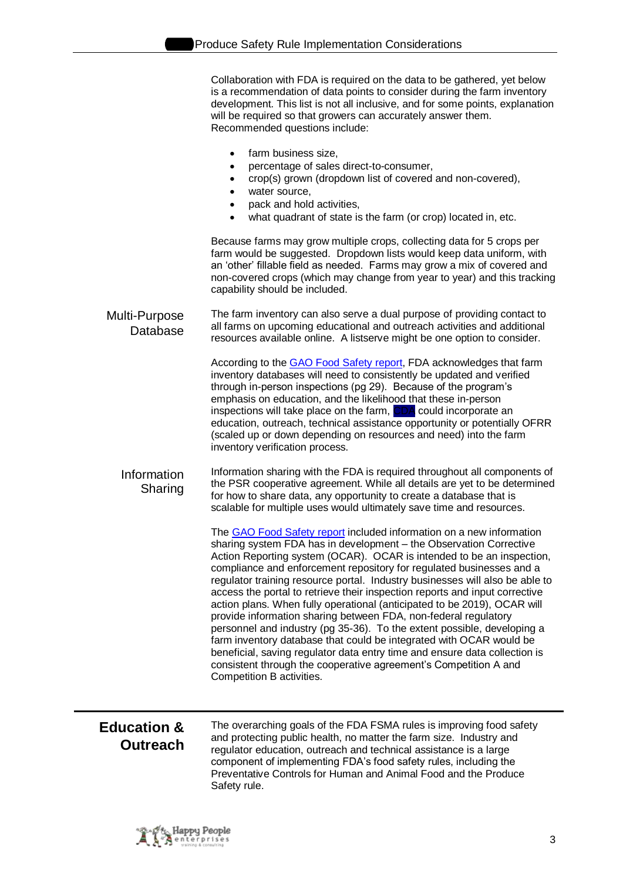Collaboration with FDA is required on the data to be gathered, yet below is a recommendation of data points to consider during the farm inventory development. This list is not all inclusive, and for some points, explanation will be required so that growers can accurately answer them. Recommended questions include:

- farm business size,
- percentage of sales direct-to-consumer,
- crop(s) grown (dropdown list of covered and non-covered),
- water source,
- pack and hold activities,
- what quadrant of state is the farm (or crop) located in, etc.

Because farms may grow multiple crops, collecting data for 5 crops per farm would be suggested. Dropdown lists would keep data uniform, with an 'other' fillable field as needed. Farms may grow a mix of covered and non-covered crops (which may change from year to year) and this tracking capability should be included.

### Multi-Purpose Database

The farm inventory can also serve a dual purpose of providing contact to all farms on upcoming educational and outreach activities and additional resources available online. A listserve might be one option to consider.

According to the GAO Food Safety report, FDA acknowledges that farm inventory databases will need to consistently be updated and verified through in-person inspections (pg 29). Because of the program's emphasis on education, and the likelihood that these in-person inspections will take place on the farm, ███ could incorporate an education, outreach, technical assistance opportunity or potentially OFRR (scaled up or down depending on resources and need) into the farm inventory verification process.

### Information Sharing

Information sharing with the FDA is required throughout all components of the PSR cooperative agreement. While all details are yet to be determined for how to share data, any opportunity to create a database that is scalable for multiple uses would ultimately save time and resources.

The GAO Food Safety report included information on a new information sharing system FDA has in development – the Observation Corrective Action Reporting system (OCAR). OCAR is intended to be an inspection, compliance and enforcement repository for regulated businesses and a regulator training resource portal. Industry businesses will also be able to access the portal to retrieve their inspection reports and input corrective action plans. When fully operational (anticipated to be 2019), OCAR will provide information sharing between FDA, non-federal regulatory personnel and industry (pg 35-36). To the extent possible, developing a farm inventory database that could be integrated with OCAR would be beneficial, saving regulator data entry time and ensure data collection is consistent through the cooperative agreement's Competition A and Competition B activities.

## Education & Outreach

The overarching goals of the FDA FSMA rules is improving food safety and protecting public health, no matter the farm size. Industry and regulator education, outreach and technical assistance is a large component of implementing FDA's food safety rules, including the Preventative Controls for Human and Animal Food and the Produce Safety rule.